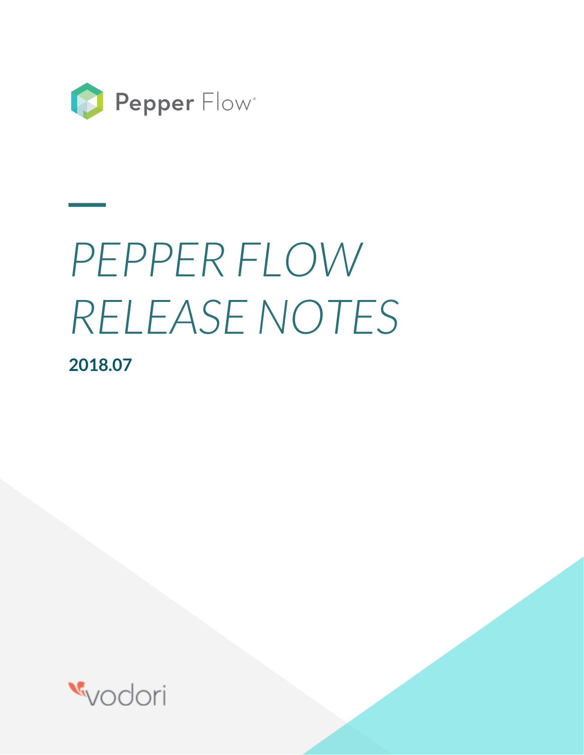Pepper Flow

# PEPPER FLOW RELEASE NOTES

**2018.07**

vodori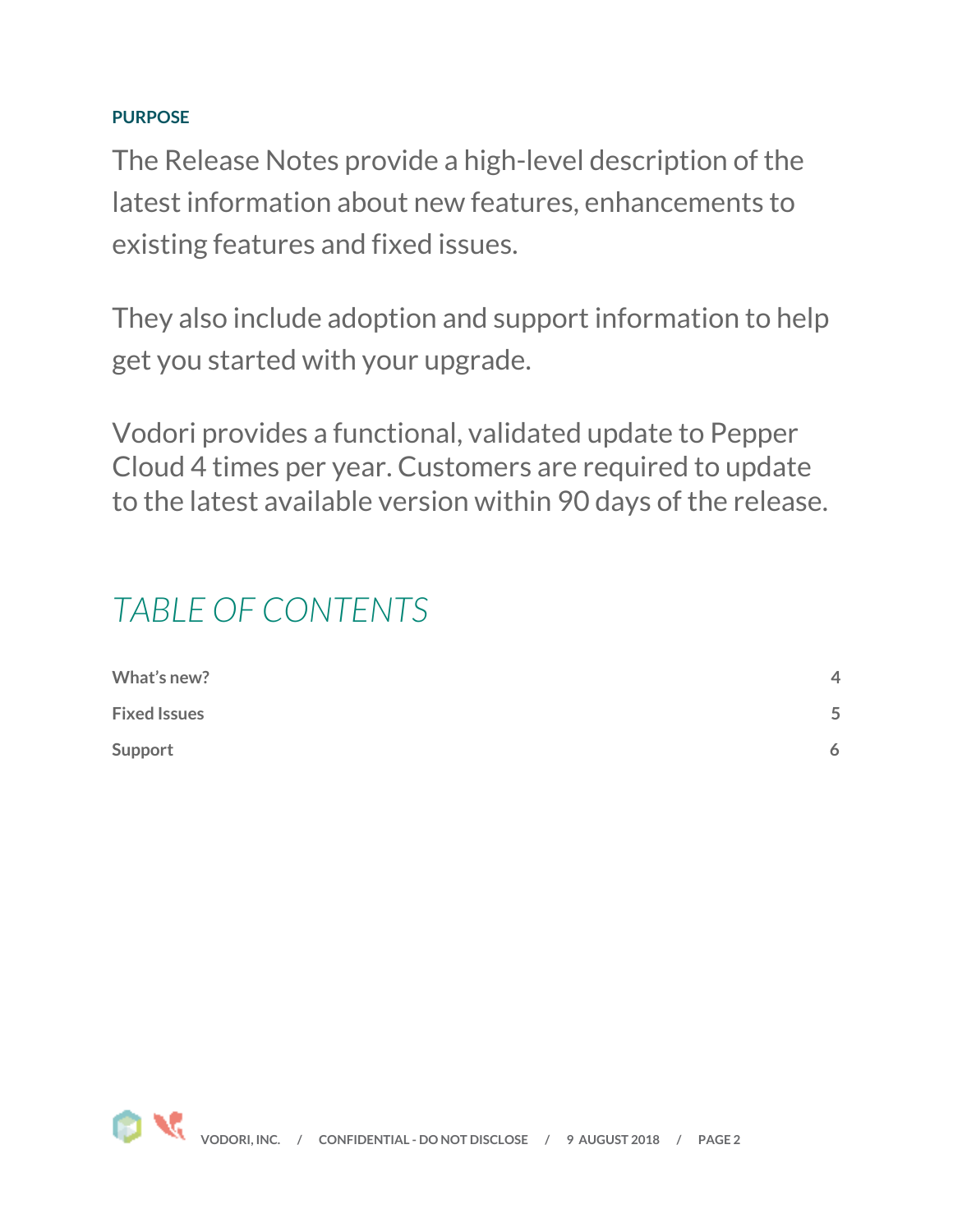**PURPOSE**

The Release Notes provide a high-level description of the latest information about new features, enhancements to existing features and fixed issues.

They also include adoption and support information to help get you started with your upgrade.

Vodori provides a functional, validated update to Pepper Cloud 4 times per year. Customers are required to update to the latest available version within 90 days of the release.

# *TABLE OF CONTENTS*

| | |
|---|---|
| **What's new?** | **4** |
| **Fixed Issues** | **5** |
| **Support** | **6** |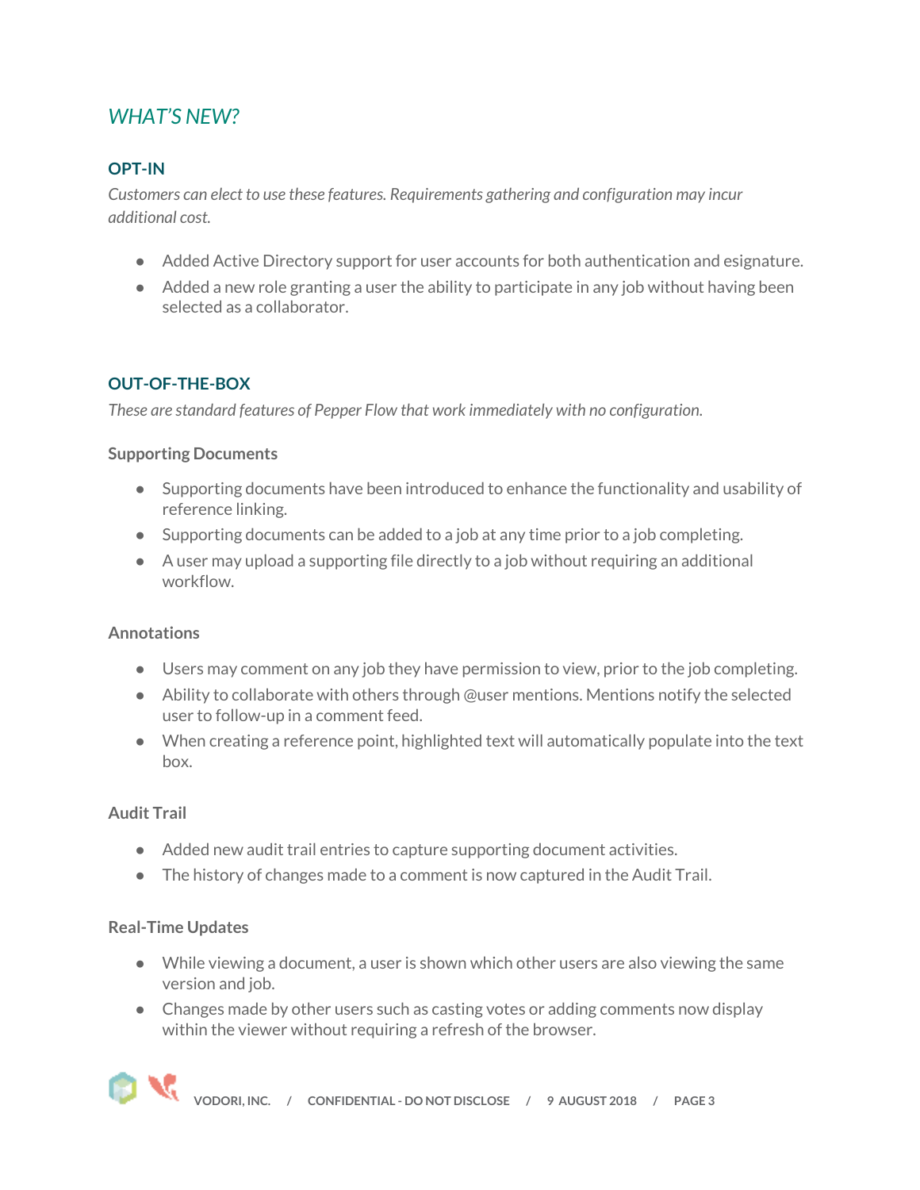## *WHAT'S NEW?*

### OPT-IN

*Customers can elect to use these features. Requirements gathering and configuration may incur additional cost.*

- Added Active Directory support for user accounts for both authentication and esignature.
- Added a new role granting a user the ability to participate in any job without having been selected as a collaborator.

### OUT-OF-THE-BOX

*These are standard features of Pepper Flow that work immediately with no configuration.*

#### Supporting Documents

- Supporting documents have been introduced to enhance the functionality and usability of reference linking.
- Supporting documents can be added to a job at any time prior to a job completing.
- A user may upload a supporting file directly to a job without requiring an additional workflow.

#### Annotations

- Users may comment on any job they have permission to view, prior to the job completing.
- Ability to collaborate with others through @user mentions. Mentions notify the selected user to follow-up in a comment feed.
- When creating a reference point, highlighted text will automatically populate into the text box.

#### Audit Trail

- Added new audit trail entries to capture supporting document activities.
- The history of changes made to a comment is now captured in the Audit Trail.

#### Real-Time Updates

- While viewing a document, a user is shown which other users are also viewing the same version and job.
- Changes made by other users such as casting votes or adding comments now display within the viewer without requiring a refresh of the browser.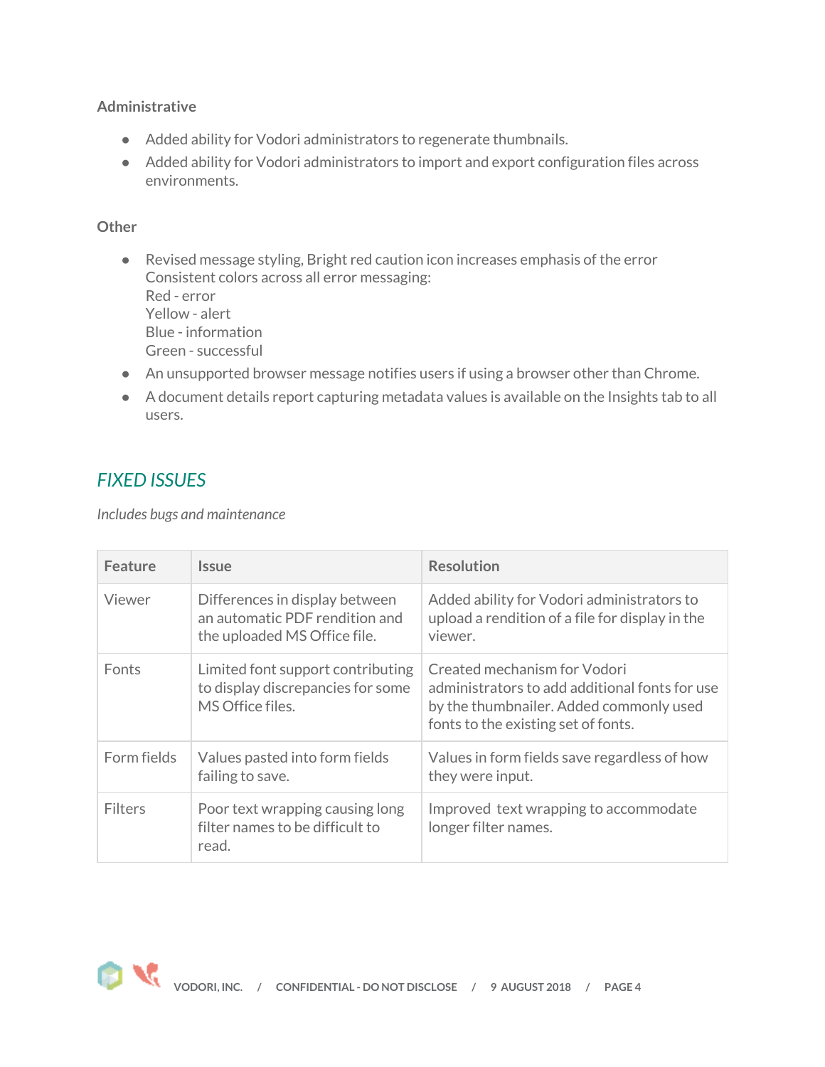### Administrative

- Added ability for Vodori administrators to regenerate thumbnails.
- Added ability for Vodori administrators to import and export configuration files across environments.

### Other

- Revised message styling, Bright red caution icon increases emphasis of the error  
  Consistent colors across all error messaging:  
  Red - error  
  Yellow - alert  
  Blue - information  
  Green - successful
- An unsupported browser message notifies users if using a browser other than Chrome.
- A document details report capturing metadata values is available on the Insights tab to all users.

## *FIXED ISSUES*

*Includes bugs and maintenance*

| Feature | Issue | Resolution |
|---|---|---|
| Viewer | Differences in display between an automatic PDF rendition and the uploaded MS Office file. | Added ability for Vodori administrators to upload a rendition of a file for display in the viewer. |
| Fonts | Limited font support contributing to display discrepancies for some MS Office files. | Created mechanism for Vodori administrators to add additional fonts for use by the thumbnailer. Added commonly used fonts to the existing set of fonts. |
| Form fields | Values pasted into form fields failing to save. | Values in form fields save regardless of how they were input. |
| Filters | Poor text wrapping causing long filter names to be difficult to read. | Improved text wrapping to accommodate longer filter names. |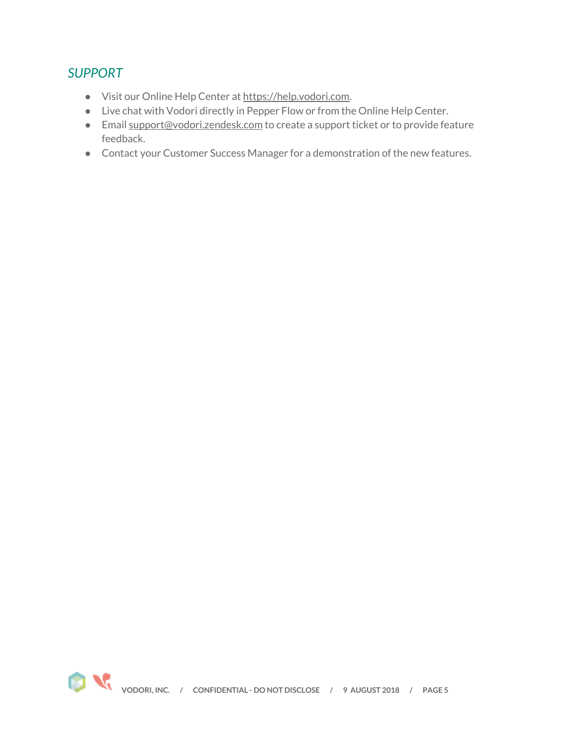## *SUPPORT*

- Visit our Online Help Center at https://help.vodori.com.
- Live chat with Vodori directly in Pepper Flow or from the Online Help Center.
- Email support@vodori.zendesk.com to create a support ticket or to provide feature feedback.
- Contact your Customer Success Manager for a demonstration of the new features.